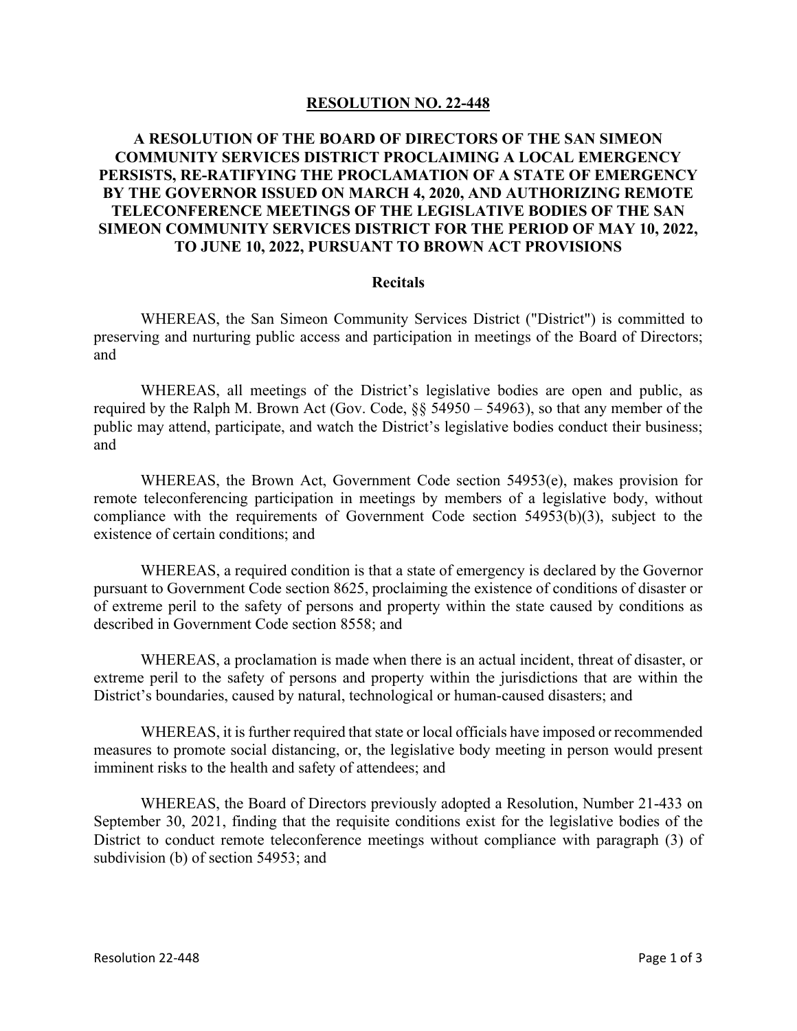# RESOLUTION NO. 22-448

## A RESOLUTION OF THE BOARD OF DIRECTORS OF THE SAN SIMEON COMMUNITY SERVICES DISTRICT PROCLAIMING A LOCAL EMERGENCY PERSISTS, RE-RATIFYING THE PROCLAMATION OF A STATE OF EMERGENCY BY THE GOVERNOR ISSUED ON MARCH 4, 2020, AND AUTHORIZING REMOTE TELECONFERENCE MEETINGS OF THE LEGISLATIVE BODIES OF THE SAN SIMEON COMMUNITY SERVICES DISTRICT FOR THE PERIOD OF MAY 10, 2022, TO JUNE 10, 2022, PURSUANT TO BROWN ACT PROVISIONS

### Recitals

WHEREAS, the San Simeon Community Services District ("District") is committed to preserving and nurturing public access and participation in meetings of the Board of Directors; and

WHEREAS, all meetings of the District's legislative bodies are open and public, as required by the Ralph M. Brown Act (Gov. Code, §§ 54950 – 54963), so that any member of the public may attend, participate, and watch the District's legislative bodies conduct their business; and

WHEREAS, the Brown Act, Government Code section 54953(e), makes provision for remote teleconferencing participation in meetings by members of a legislative body, without compliance with the requirements of Government Code section 54953(b)(3), subject to the existence of certain conditions; and

WHEREAS, a required condition is that a state of emergency is declared by the Governor pursuant to Government Code section 8625, proclaiming the existence of conditions of disaster or of extreme peril to the safety of persons and property within the state caused by conditions as described in Government Code section 8558; and

WHEREAS, a proclamation is made when there is an actual incident, threat of disaster, or extreme peril to the safety of persons and property within the jurisdictions that are within the District's boundaries, caused by natural, technological or human-caused disasters; and

WHEREAS, it is further required that state or local officials have imposed or recommended measures to promote social distancing, or, the legislative body meeting in person would present imminent risks to the health and safety of attendees; and

WHEREAS, the Board of Directors previously adopted a Resolution, Number 21-433 on September 30, 2021, finding that the requisite conditions exist for the legislative bodies of the District to conduct remote teleconference meetings without compliance with paragraph (3) of subdivision (b) of section 54953; and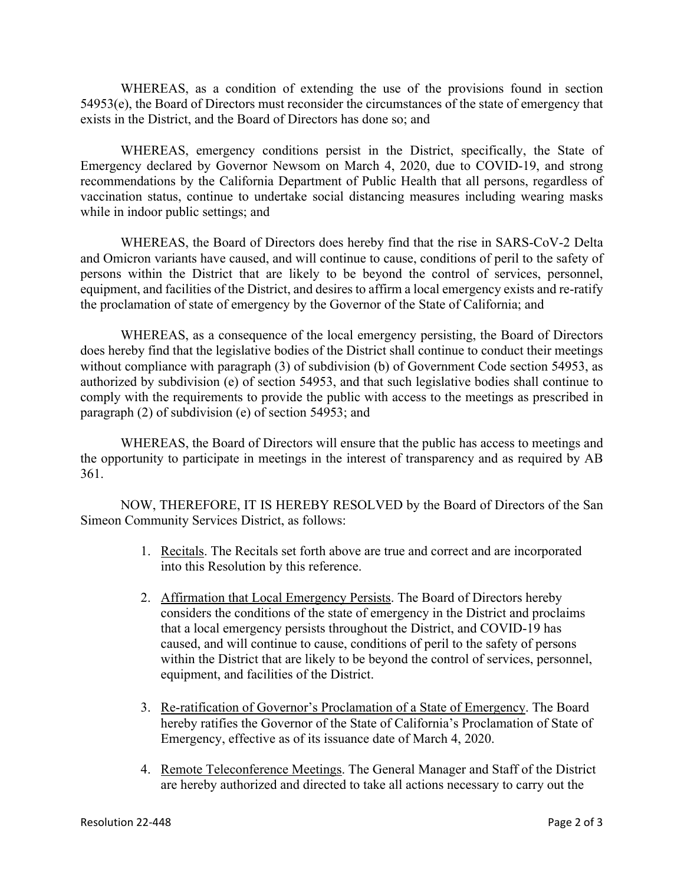WHEREAS, as a condition of extending the use of the provisions found in section 54953(e), the Board of Directors must reconsider the circumstances of the state of emergency that exists in the District, and the Board of Directors has done so; and

WHEREAS, emergency conditions persist in the District, specifically, the State of Emergency declared by Governor Newsom on March 4, 2020, due to COVID-19, and strong recommendations by the California Department of Public Health that all persons, regardless of vaccination status, continue to undertake social distancing measures including wearing masks while in indoor public settings; and

WHEREAS, the Board of Directors does hereby find that the rise in SARS-CoV-2 Delta and Omicron variants have caused, and will continue to cause, conditions of peril to the safety of persons within the District that are likely to be beyond the control of services, personnel, equipment, and facilities of the District, and desires to affirm a local emergency exists and re-ratify the proclamation of state of emergency by the Governor of the State of California; and

WHEREAS, as a consequence of the local emergency persisting, the Board of Directors does hereby find that the legislative bodies of the District shall continue to conduct their meetings without compliance with paragraph (3) of subdivision (b) of Government Code section 54953, as authorized by subdivision (e) of section 54953, and that such legislative bodies shall continue to comply with the requirements to provide the public with access to the meetings as prescribed in paragraph (2) of subdivision (e) of section 54953; and

WHEREAS, the Board of Directors will ensure that the public has access to meetings and the opportunity to participate in meetings in the interest of transparency and as required by AB 361.

NOW, THEREFORE, IT IS HEREBY RESOLVED by the Board of Directors of the San Simeon Community Services District, as follows:

1. Recitals. The Recitals set forth above are true and correct and are incorporated into this Resolution by this reference.

2. Affirmation that Local Emergency Persists. The Board of Directors hereby considers the conditions of the state of emergency in the District and proclaims that a local emergency persists throughout the District, and COVID-19 has caused, and will continue to cause, conditions of peril to the safety of persons within the District that are likely to be beyond the control of services, personnel, equipment, and facilities of the District.

3. Re-ratification of Governor's Proclamation of a State of Emergency. The Board hereby ratifies the Governor of the State of California's Proclamation of State of Emergency, effective as of its issuance date of March 4, 2020.

4. Remote Teleconference Meetings. The General Manager and Staff of the District are hereby authorized and directed to take all actions necessary to carry out the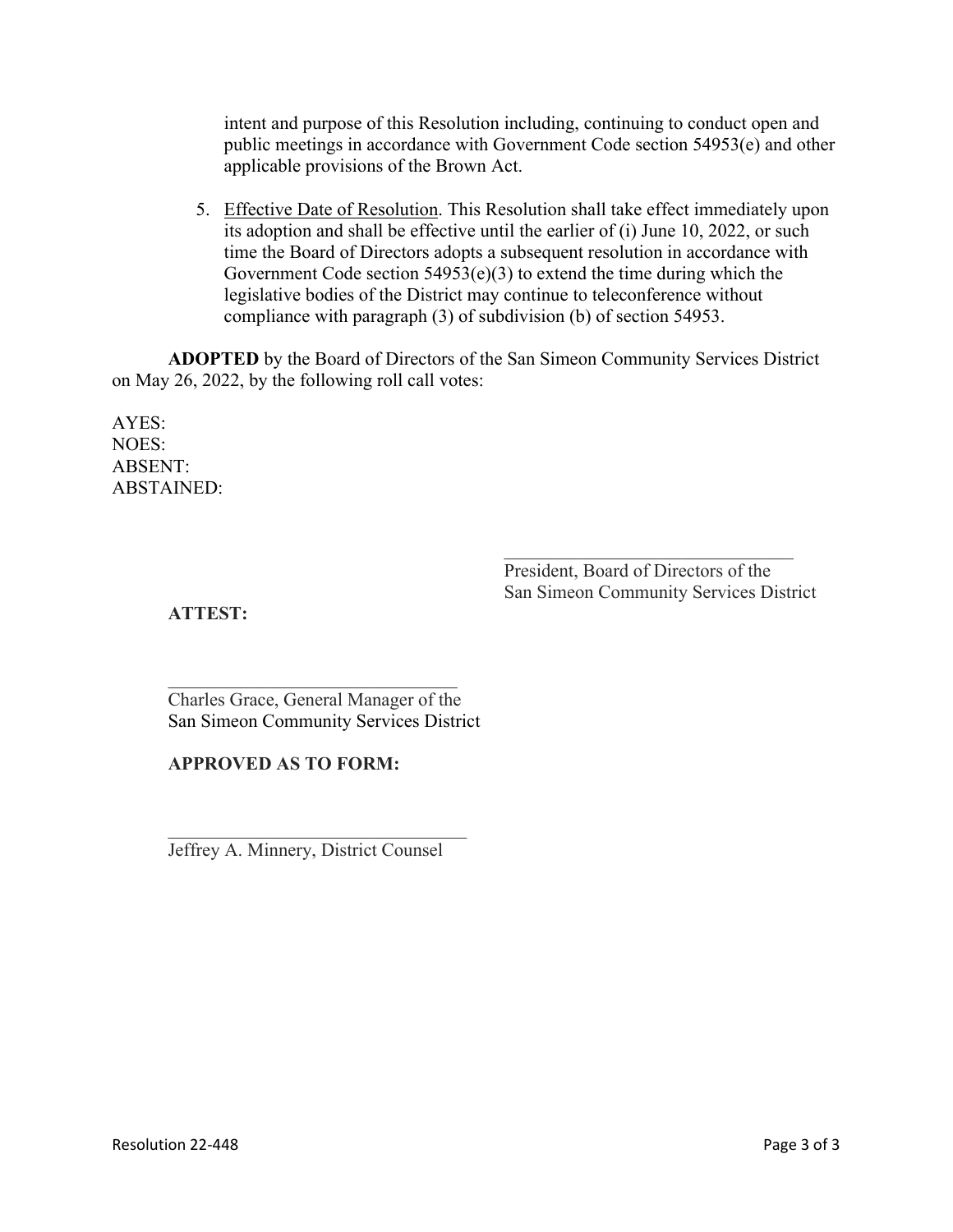intent and purpose of this Resolution including, continuing to conduct open and public meetings in accordance with Government Code section 54953(e) and other applicable provisions of the Brown Act.

5. Effective Date of Resolution. This Resolution shall take effect immediately upon its adoption and shall be effective until the earlier of (i) June 10, 2022, or such time the Board of Directors adopts a subsequent resolution in accordance with Government Code section 54953(e)(3) to extend the time during which the legislative bodies of the District may continue to teleconference without compliance with paragraph (3) of subdivision (b) of section 54953.

**ADOPTED** by the Board of Directors of the San Simeon Community Services District on May 26, 2022, by the following roll call votes:

AYES:
NOES:
ABSENT:
ABSTAINED:

\_\_\_\_\_\_\_\_\_\_\_\_\_\_\_\_\_\_\_\_\_\_\_\_\_\_\_\_\_\_\_\_
President, Board of Directors of the
San Simeon Community Services District

**ATTEST:**

\_\_\_\_\_\_\_\_\_\_\_\_\_\_\_\_\_\_\_\_\_\_\_\_\_\_\_\_\_\_\_\_
Charles Grace, General Manager of the
San Simeon Community Services District

**APPROVED AS TO FORM:**

\_\_\_\_\_\_\_\_\_\_\_\_\_\_\_\_\_\_\_\_\_\_\_\_\_\_\_\_\_\_\_\_
Jeffrey A. Minnery, District Counsel